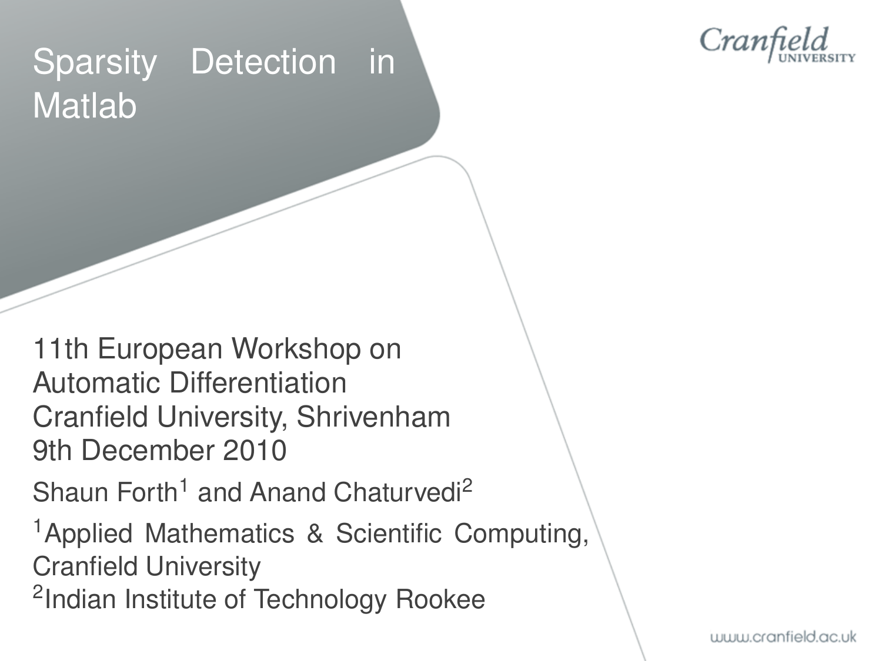# Sparsity Detection in Matlab

Cranfield UNIVERSITY

11th European Workshop on Automatic Differentiation
Cranfield University, Shrivenham
9th December 2010

Shaun Forth[1] and Anand Chaturvedi[2]

[1]Applied Mathematics & Scientific Computing, Cranfield University
[2]Indian Institute of Technology Rookee

www.cranfield.ac.uk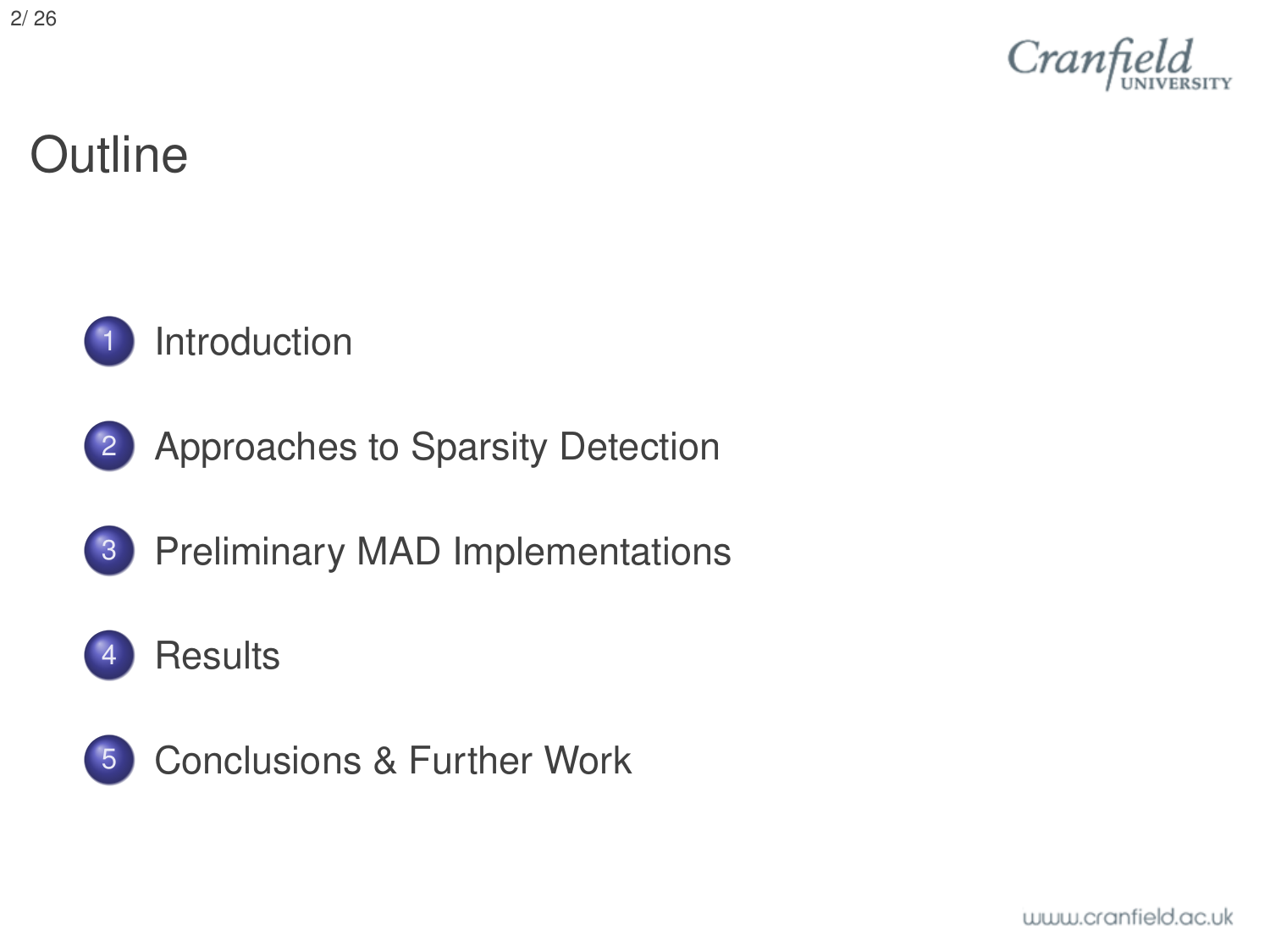# Outline

1. Introduction
2. Approaches to Sparsity Detection
3. Preliminary MAD Implementations
4. Results
5. Conclusions & Further Work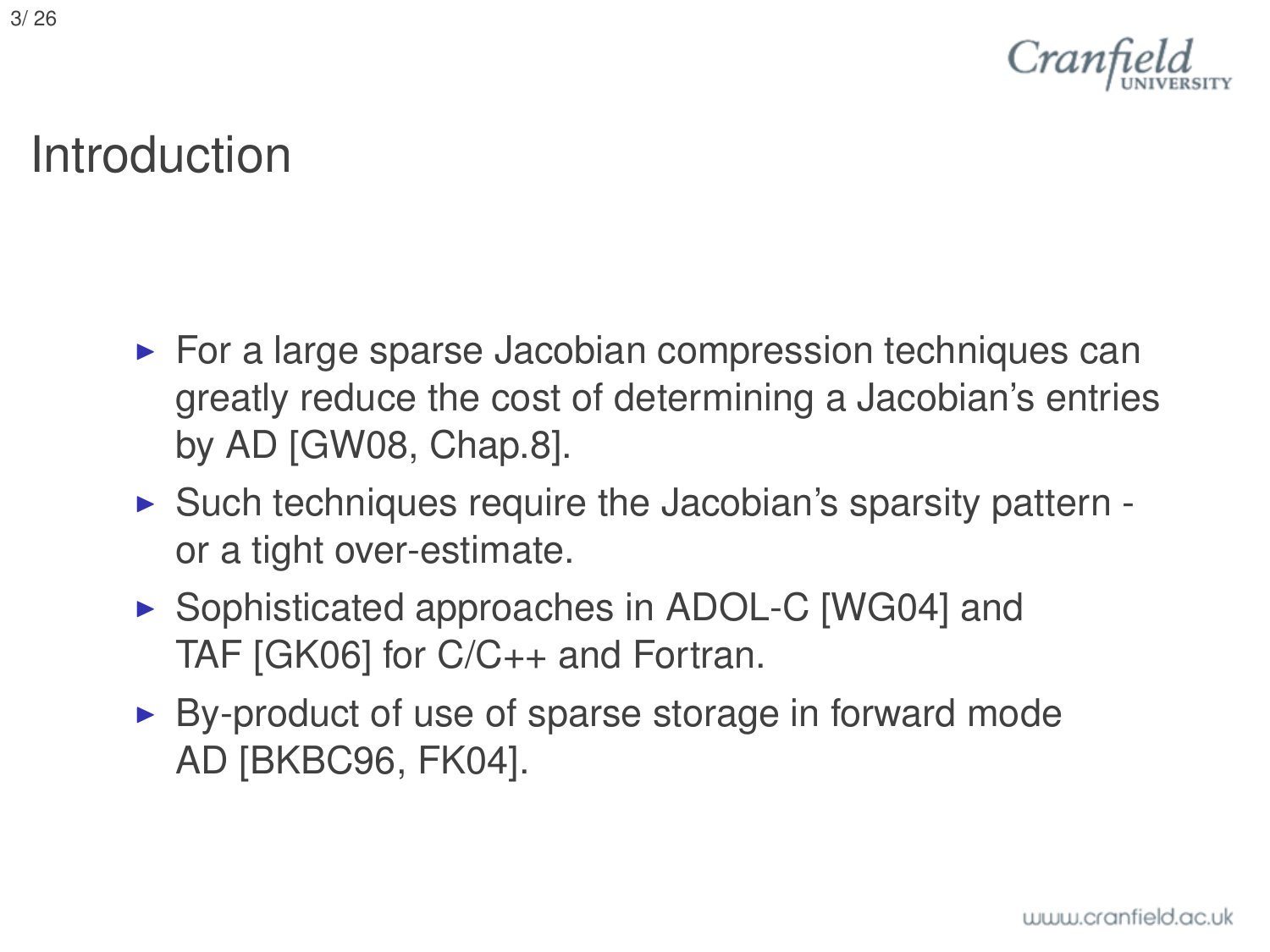# Introduction

- For a large sparse Jacobian compression techniques can greatly reduce the cost of determining a Jacobian's entries by AD [GW08, Chap.8].
- Such techniques require the Jacobian's sparsity pattern - or a tight over-estimate.
- Sophisticated approaches in ADOL-C [WG04] and TAF [GK06] for C/C++ and Fortran.
- By-product of use of sparse storage in forward mode AD [BKBC96, FK04].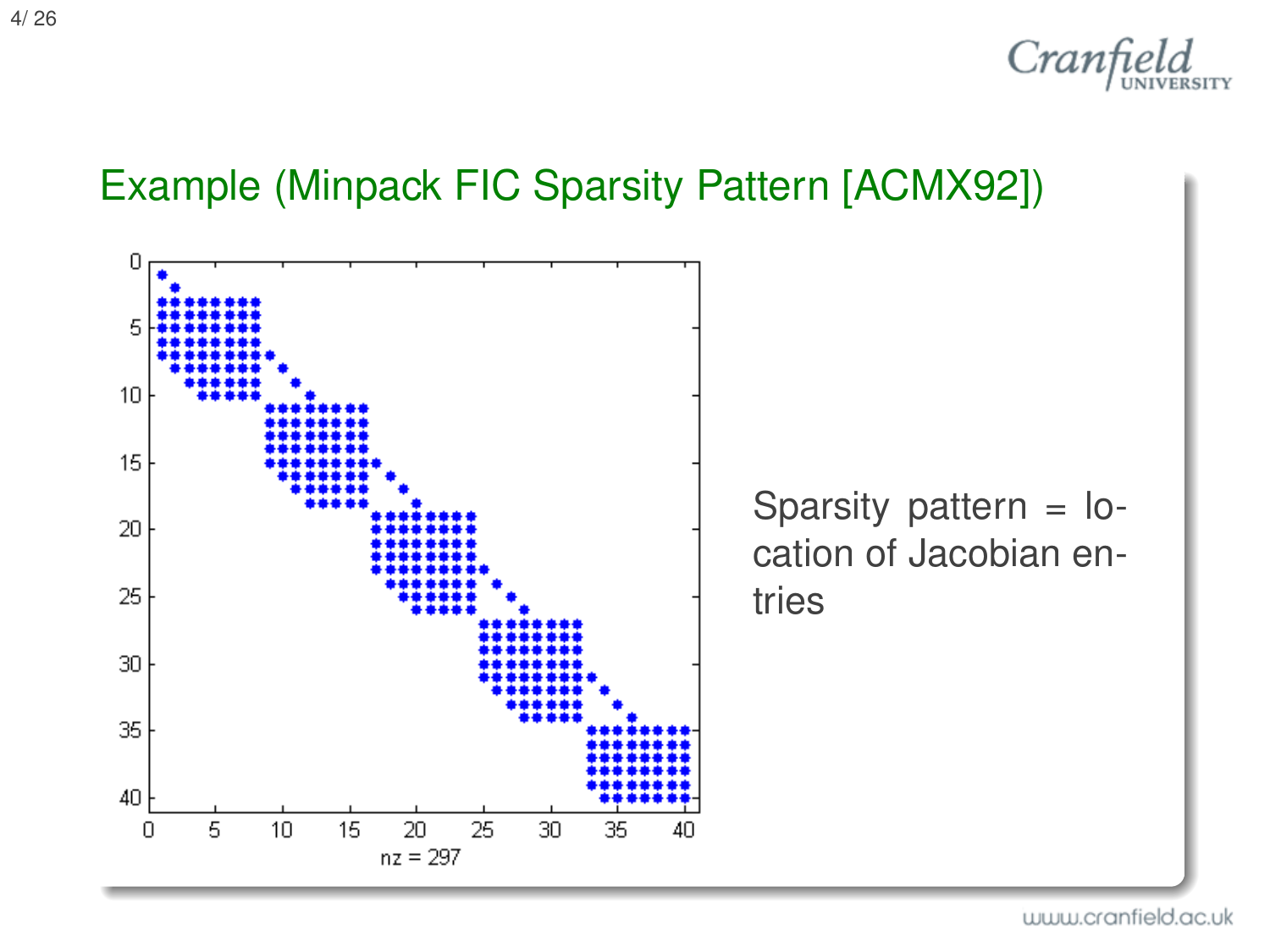## Example (Minpack FIC Sparsity Pattern [ACMX92])

nz = 297

Sparsity pattern = location of Jacobian entries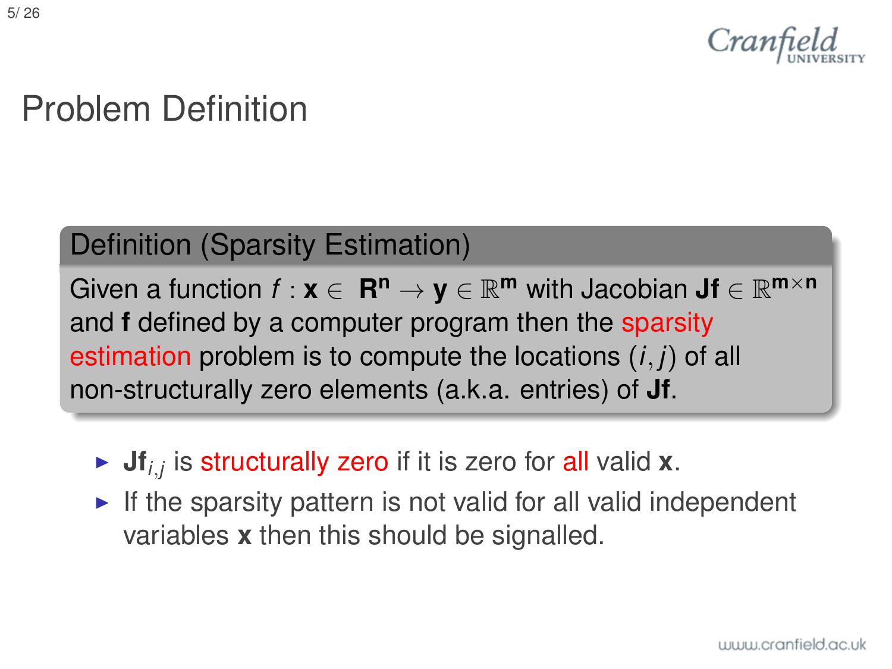# Problem Definition

**Definition (Sparsity Estimation)**

Given a function $f : \mathbf{x} \in \mathbf{R^n} \rightarrow \mathbf{y} \in \mathbb{R}^{\mathbf{m}}$ with Jacobian $\mathbf{Jf} \in \mathbb{R}^{\mathbf{m} \times \mathbf{n}}$ and **f** defined by a computer program then the sparsity estimation problem is to compute the locations $(i, j)$ of all non-structurally zero elements (a.k.a. entries) of **Jf**.

- $\mathbf{Jf}_{i,j}$ is structurally zero if it is zero for all valid **x**.
- If the sparsity pattern is not valid for all valid independent variables **x** then this should be signalled.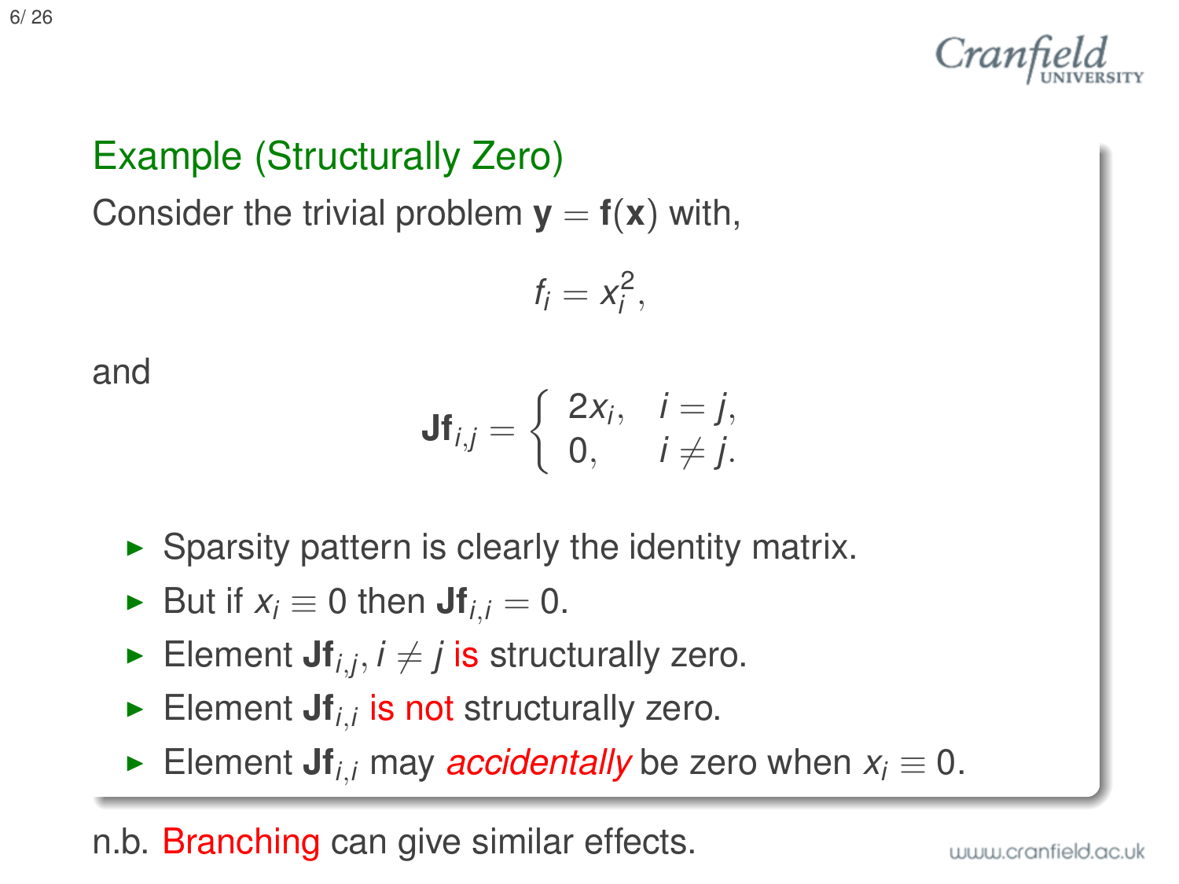## Example (Structurally Zero)

Consider the trivial problem $\mathbf{y} = \mathbf{f}(\mathbf{x})$ with,

$$f_i = x_i^2,$$

and

$$\mathbf{Jf}_{i,j} = \begin{cases} 2x_i, & i = j, \\ 0, & i \neq j. \end{cases}$$

- Sparsity pattern is clearly the identity matrix.
- But if $x_i \equiv 0$ then $\mathbf{Jf}_{i,i} = 0$.
- Element $\mathbf{Jf}_{i,j}, i \neq j$ is structurally zero.
- Element $\mathbf{Jf}_{i,i}$ is not structurally zero.
- Element $\mathbf{Jf}_{i,i}$ may *accidentally* be zero when $x_i \equiv 0$.

n.b. Branching can give similar effects.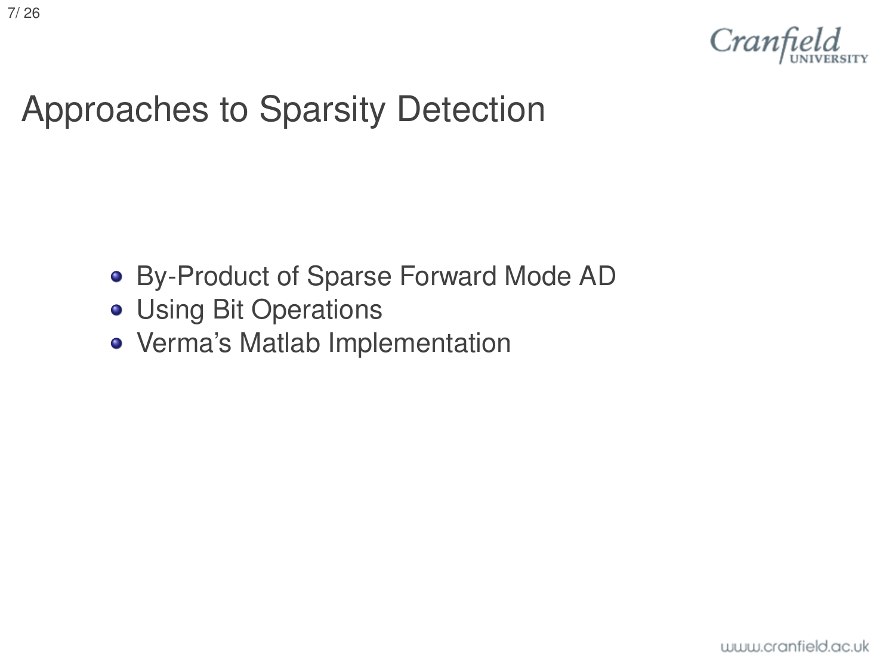# Approaches to Sparsity Detection

- By-Product of Sparse Forward Mode AD
- Using Bit Operations
- Verma's Matlab Implementation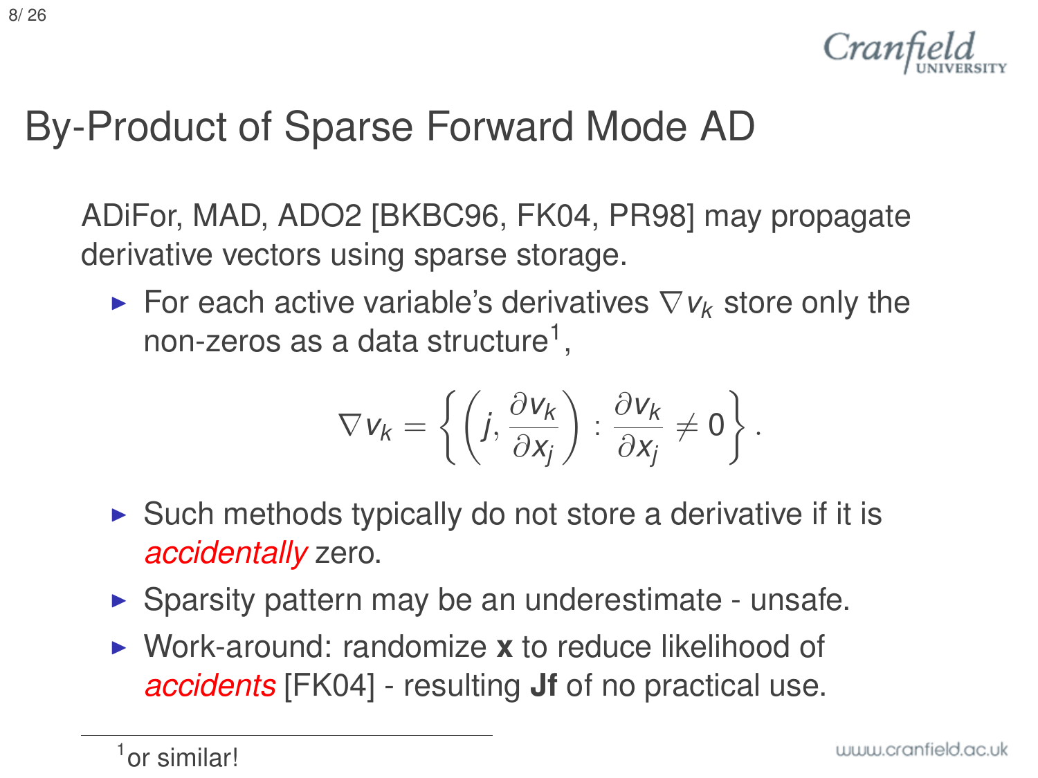# By-Product of Sparse Forward Mode AD

ADiFor, MAD, ADO2 [BKBC96, FK04, PR98] may propagate derivative vectors using sparse storage.

- For each active variable's derivatives $\nabla v_k$ store only the non-zeros as a data structure[1],

$$\nabla v_k = \left\{ \left( j, \frac{\partial v_k}{\partial x_j} \right) : \frac{\partial v_k}{\partial x_j} \neq 0 \right\}.$$

- Such methods typically do not store a derivative if it is *accidentally* zero.
- Sparsity pattern may be an underestimate - unsafe.
- Work-around: randomize **x** to reduce likelihood of *accidents* [FK04] - resulting **Jf** of no practical use.

[1] or similar!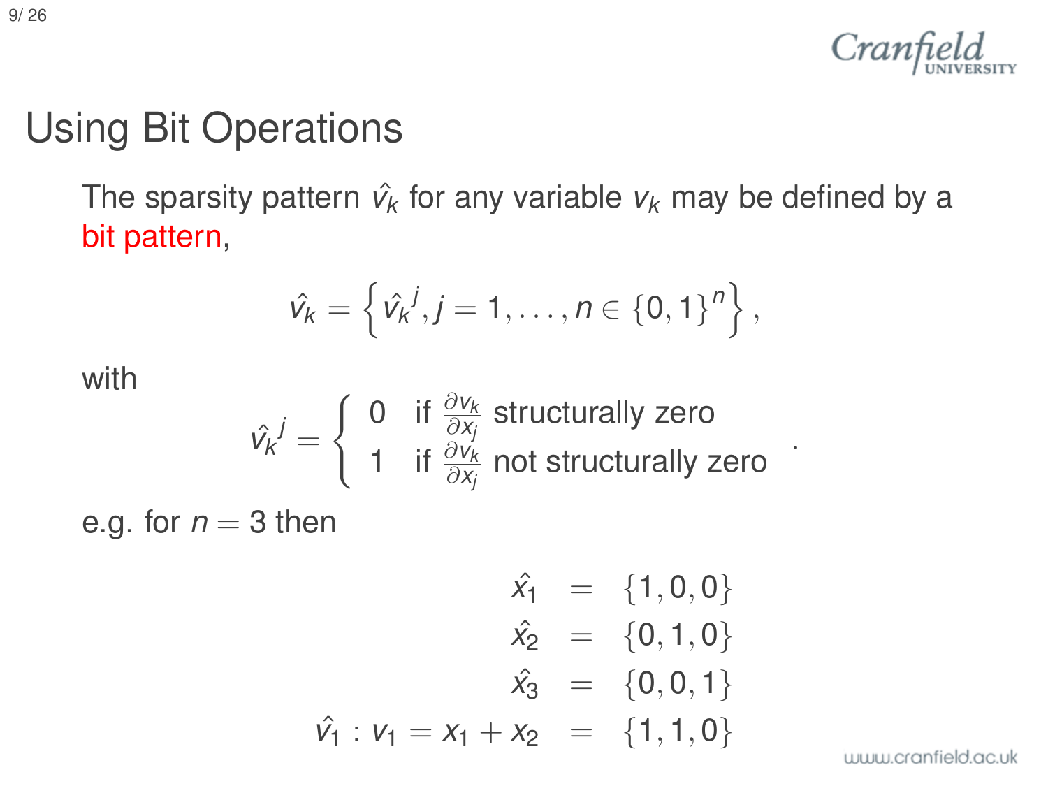# Using Bit Operations

The sparsity pattern $\hat{v}_k$ for any variable $v_k$ may be defined by a bit pattern,

$$\hat{v}_k = \left\{ \hat{v}_k^{\,j}, j = 1, \ldots, n \in \{0,1\}^n \right\},$$

with

$$\hat{v}_k^{\,j} = \begin{cases} 0 & \text{if } \frac{\partial v_k}{\partial x_j} \text{ structurally zero} \\ 1 & \text{if } \frac{\partial v_k}{\partial x_j} \text{ not structurally zero} \end{cases}.$$

e.g. for $n = 3$ then

$$\begin{aligned} \hat{x}_1 &= \{1,0,0\} \\ \hat{x}_2 &= \{0,1,0\} \\ \hat{x}_3 &= \{0,0,1\} \\ \hat{v}_1 : v_1 = x_1 + x_2 &= \{1,1,0\} \end{aligned}$$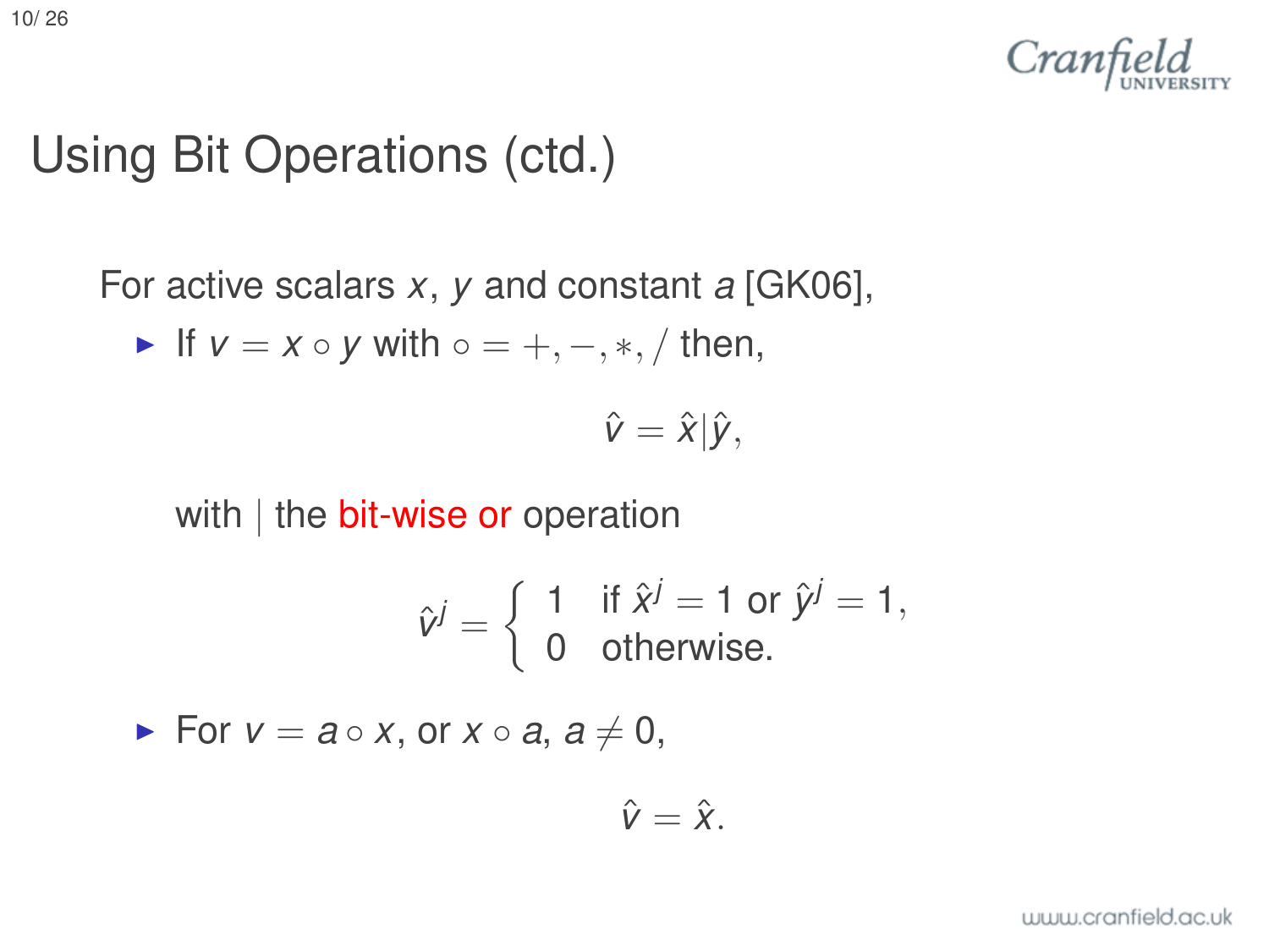# Using Bit Operations (ctd.)

For active scalars $x$, $y$ and constant $a$ [GK06],

- If $v = x \circ y$ with $\circ = +, -, *, /$ then,

$$\hat{v} = \hat{x} | \hat{y},$$

  with $|$ the bit-wise or operation

$$\hat{v}^j = \begin{cases} 1 & \text{if } \hat{x}^j = 1 \text{ or } \hat{y}^j = 1, \\ 0 & \text{otherwise.} \end{cases}$$

- For $v = a \circ x$, or $x \circ a$, $a \neq 0$,

$$\hat{v} = \hat{x}.$$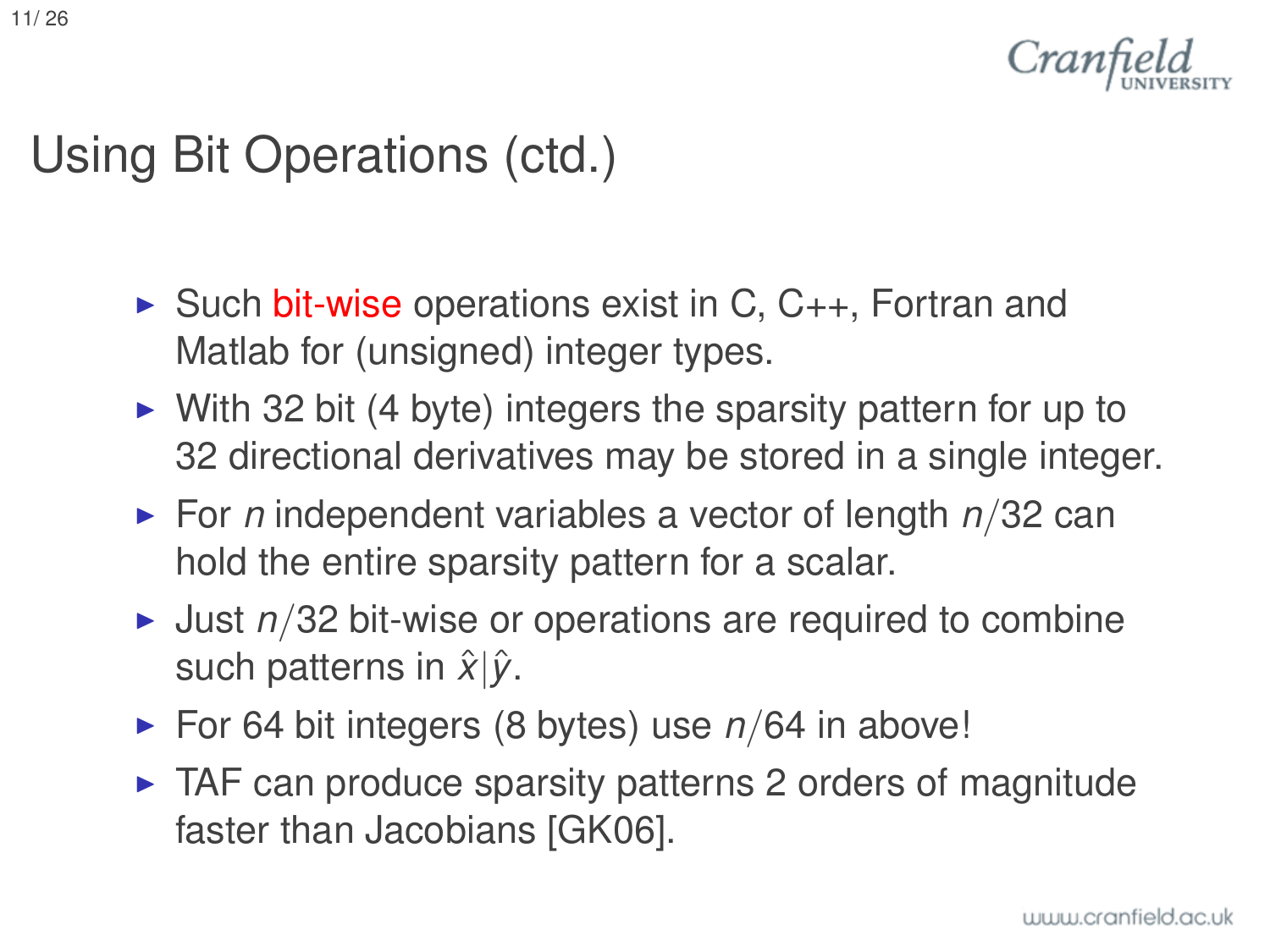# Using Bit Operations (ctd.)

- Such bit-wise operations exist in C, C++, Fortran and Matlab for (unsigned) integer types.
- With 32 bit (4 byte) integers the sparsity pattern for up to 32 directional derivatives may be stored in a single integer.
- For $n$ independent variables a vector of length $n/32$ can hold the entire sparsity pattern for a scalar.
- Just $n/32$ bit-wise or operations are required to combine such patterns in $\hat{x}|\hat{y}$.
- For 64 bit integers (8 bytes) use $n/64$ in above!
- TAF can produce sparsity patterns 2 orders of magnitude faster than Jacobians [GK06].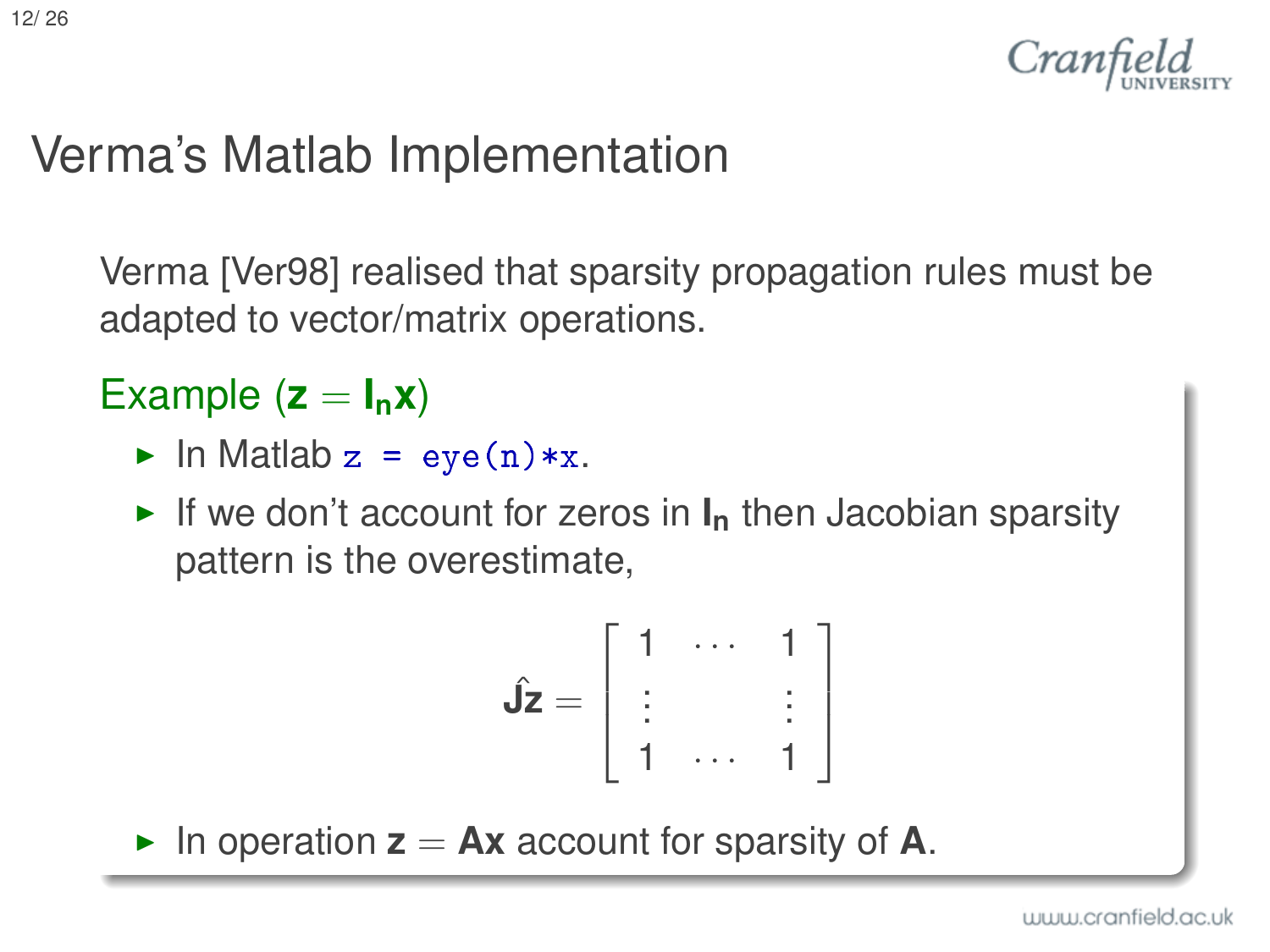# Verma's Matlab Implementation

Verma [Ver98] realised that sparsity propagation rules must be adapted to vector/matrix operations.

### Example ($\mathbf{z} = \mathbf{I_n x}$)

- In Matlab `z = eye(n)*x`.
- If we don't account for zeros in $\mathbf{I_n}$ then Jacobian sparsity pattern is the overestimate,

$$\hat{\mathbf{J}}\mathbf{z} = \begin{bmatrix} 1 & \cdots & 1 \\ \vdots & & \vdots \\ 1 & \cdots & 1 \end{bmatrix}$$

- In operation $\mathbf{z} = \mathbf{Ax}$ account for sparsity of $\mathbf{A}$.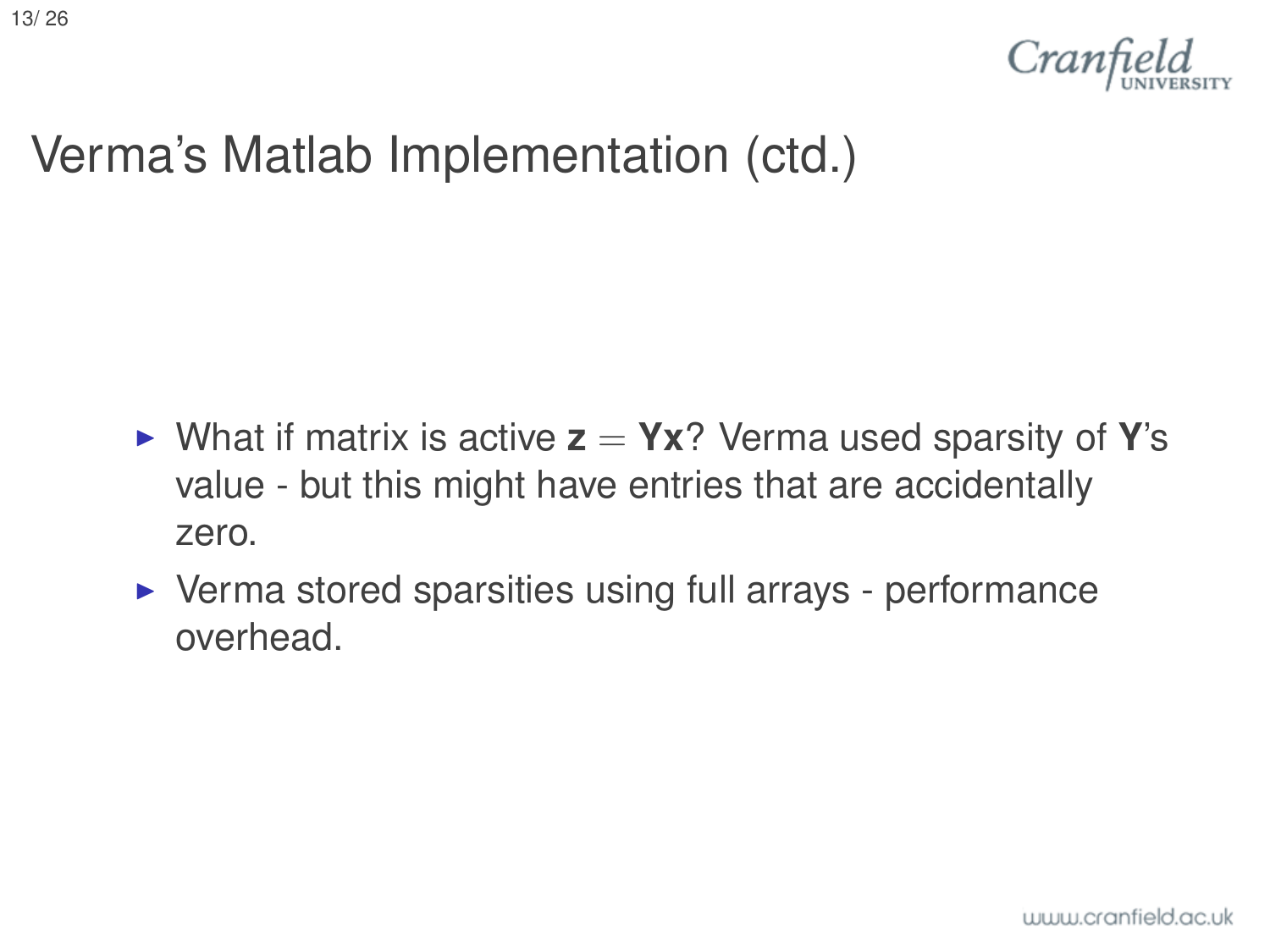# Verma's Matlab Implementation (ctd.)

- What if matrix is active $\mathbf{z} = \mathbf{Y}\mathbf{x}$? Verma used sparsity of $\mathbf{Y}$'s value - but this might have entries that are accidentally zero.
- Verma stored sparsities using full arrays - performance overhead.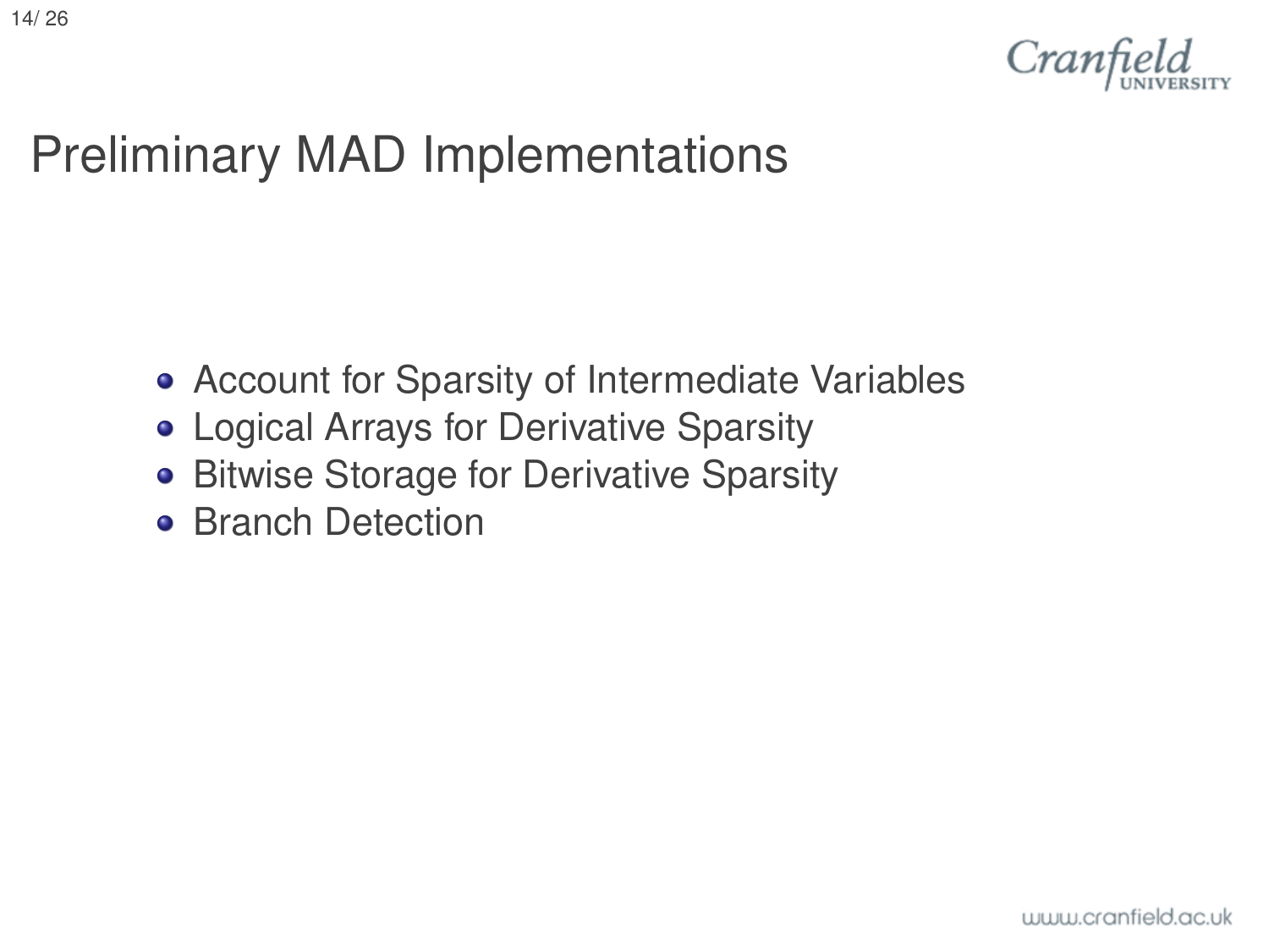# Preliminary MAD Implementations

- Account for Sparsity of Intermediate Variables
- Logical Arrays for Derivative Sparsity
- Bitwise Storage for Derivative Sparsity
- Branch Detection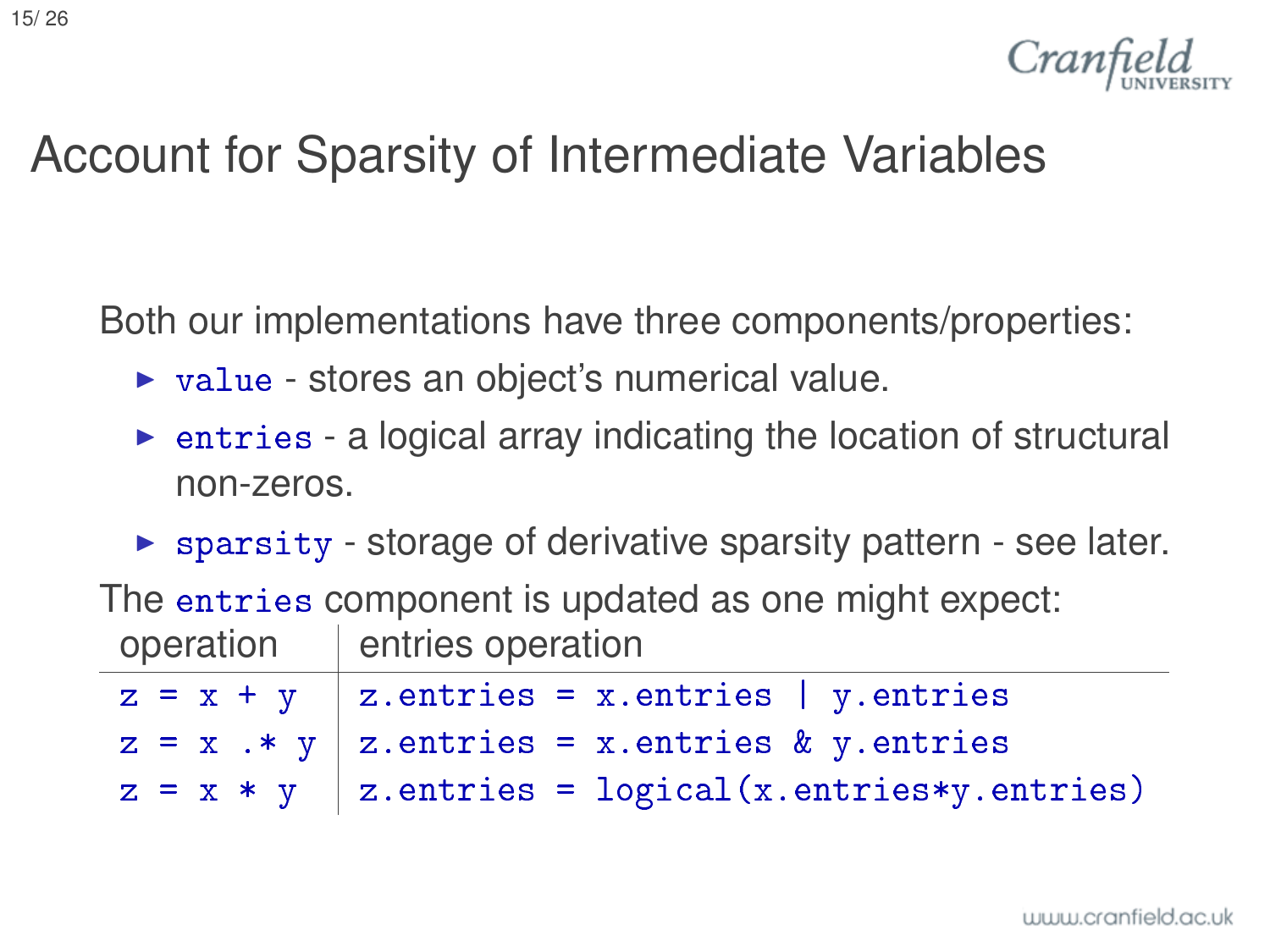# Account for Sparsity of Intermediate Variables

Both our implementations have three components/properties:

- `value` - stores an object's numerical value.
- `entries` - a logical array indicating the location of structural non-zeros.
- `sparsity` - storage of derivative sparsity pattern - see later.

The `entries` component is updated as one might expect:

| operation | entries operation |
| --- | --- |
| `z = x + y` | `z.entries = x.entries \| y.entries` |
| `z = x .* y` | `z.entries = x.entries & y.entries` |
| `z = x * y` | `z.entries = logical(x.entries*y.entries)` |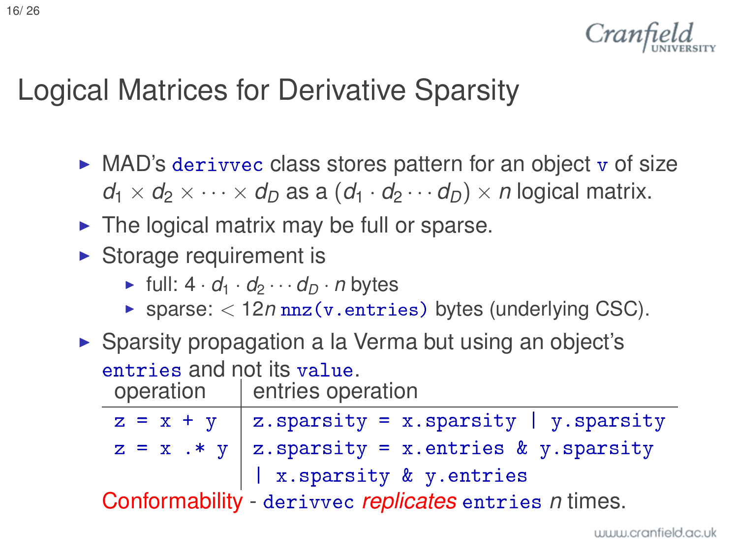# Logical Matrices for Derivative Sparsity

- MAD's `derivvec` class stores pattern for an object `v` of size $d_1 \times d_2 \times \cdots \times d_D$ as a $(d_1 \cdot d_2 \cdots d_D) \times n$ logical matrix.
- The logical matrix may be full or sparse.
- Storage requirement is
  - full: $4 \cdot d_1 \cdot d_2 \cdots d_D \cdot n$ bytes
  - sparse: $< 12n$ `nnz(v.entries)` bytes (underlying CSC).
- Sparsity propagation a la Verma but using an object's `entries` and not its `value`.

| operation | entries operation |
|---|---|
| `z = x + y` | `z.sparsity = x.sparsity \| y.sparsity` |
| `z = x .* y` | `z.sparsity = x.entries & y.sparsity` `\| x.sparsity & y.entries` |

Conformability - `derivvec` *replicates* `entries` $n$ times.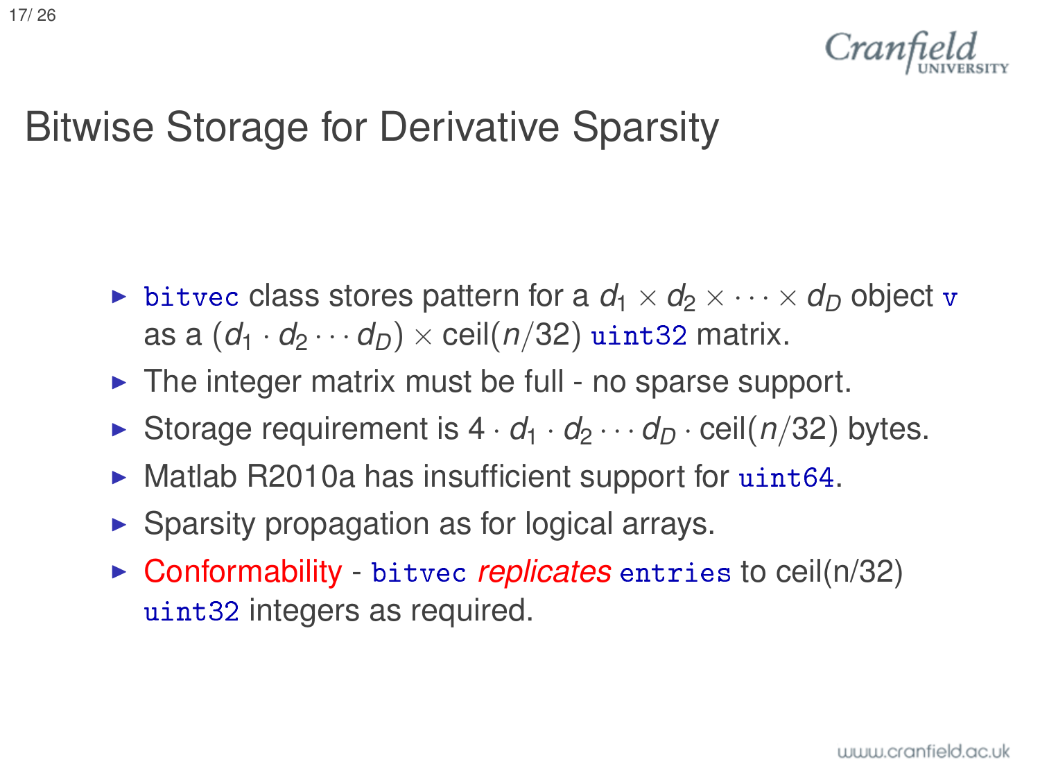# Bitwise Storage for Derivative Sparsity

- `bitvec` class stores pattern for a $d_1 \times d_2 \times \cdots \times d_D$ object `v` as a $(d_1 \cdot d_2 \cdots d_D) \times \text{ceil}(n/32)$ `uint32` matrix.
- The integer matrix must be full - no sparse support.
- Storage requirement is $4 \cdot d_1 \cdot d_2 \cdots d_D \cdot \text{ceil}(n/32)$ bytes.
- Matlab R2010a has insufficient support for `uint64`.
- Sparsity propagation as for logical arrays.
- Conformability - `bitvec` *replicates* `entries` to ceil(n/32) `uint32` integers as required.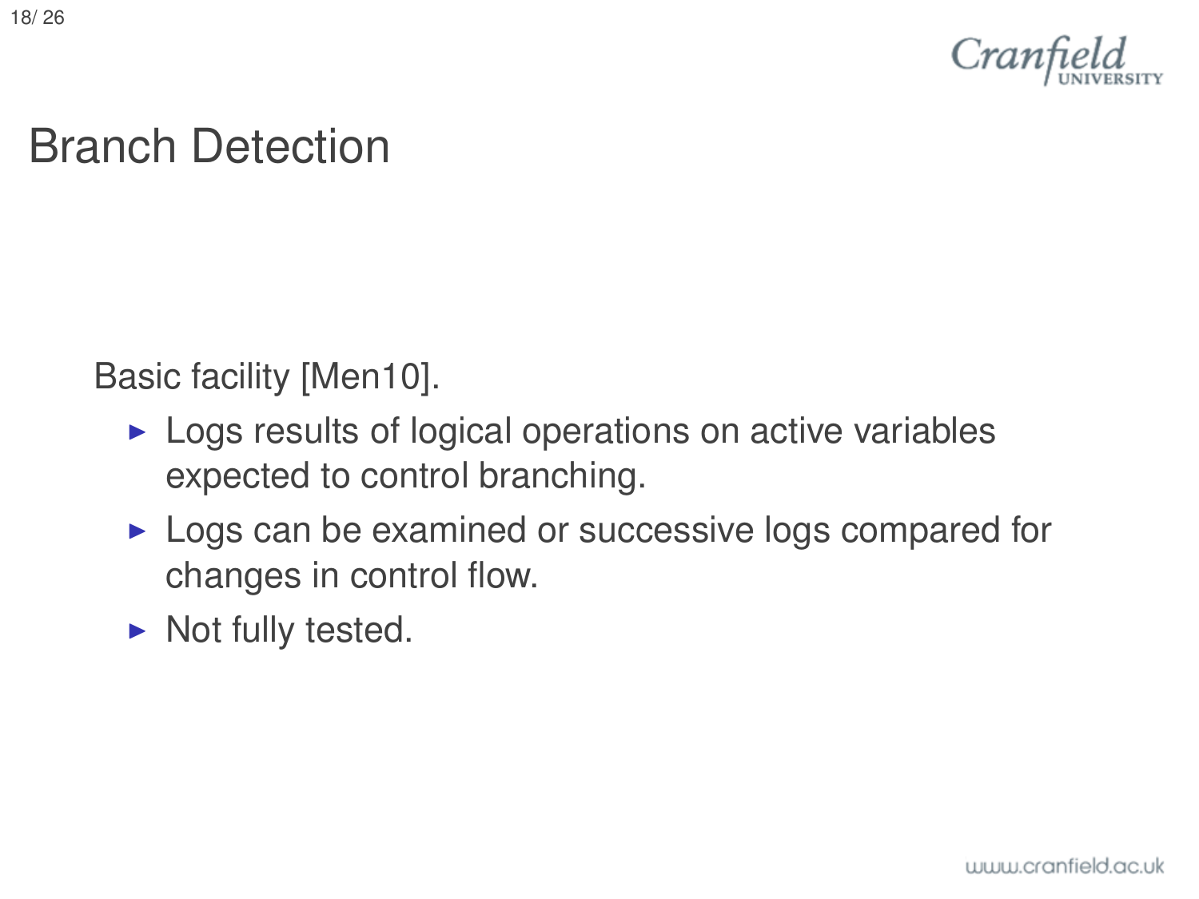# Branch Detection

Basic facility [Men10].

- Logs results of logical operations on active variables expected to control branching.
- Logs can be examined or successive logs compared for changes in control flow.
- Not fully tested.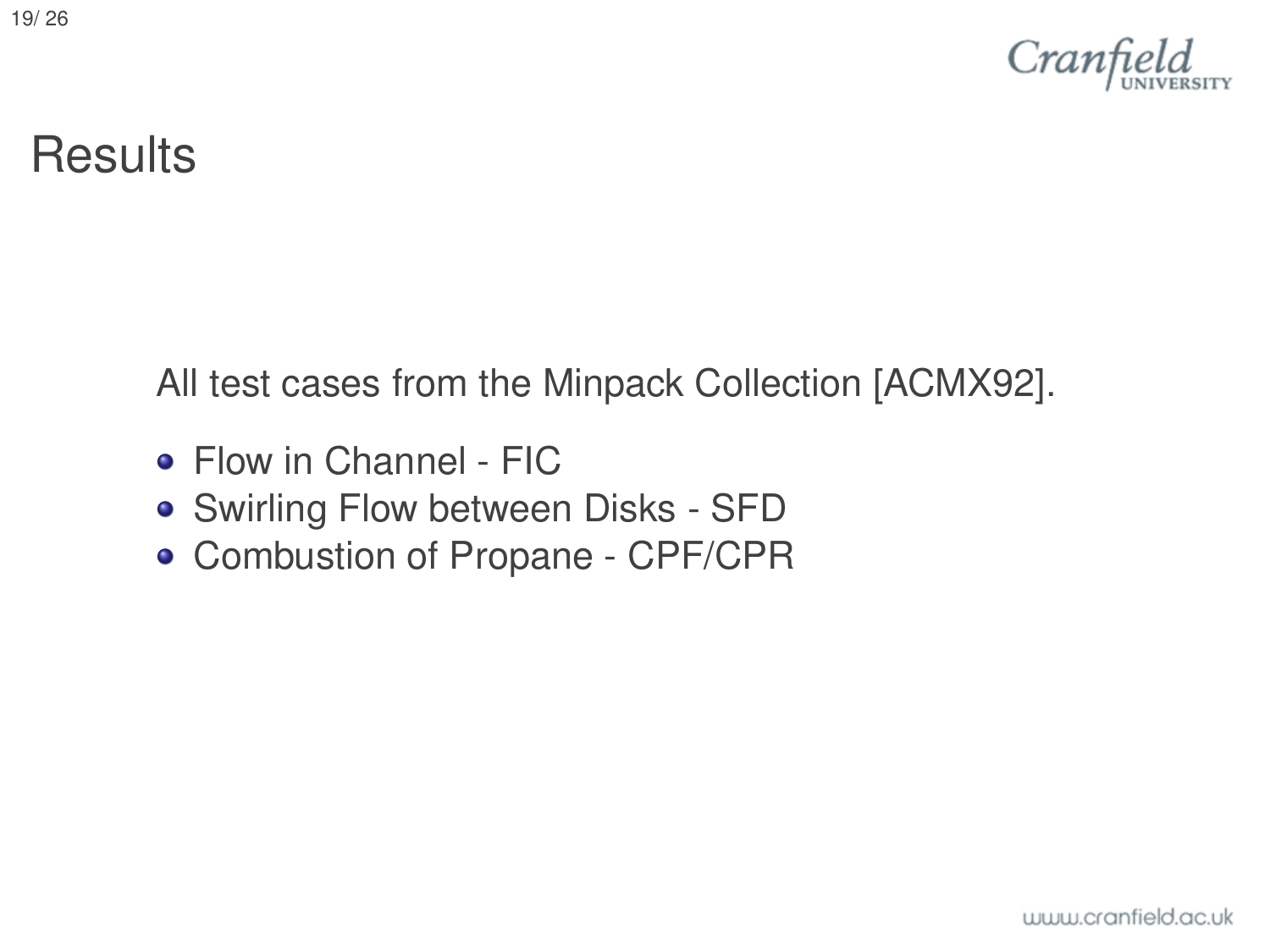# Results

All test cases from the Minpack Collection [ACMX92].

- Flow in Channel - FIC
- Swirling Flow between Disks - SFD
- Combustion of Propane - CPF/CPR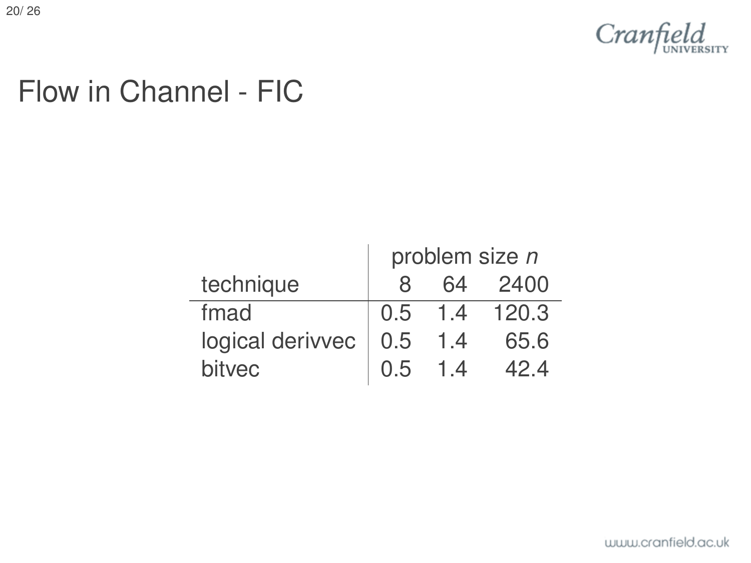# Flow in Channel - FIC

| technique | problem size $n$ | | |
|---|---|---|---|
| | 8 | 64 | 2400 |
| fmad | 0.5 | 1.4 | 120.3 |
| logical derivvec | 0.5 | 1.4 | 65.6 |
| bitvec | 0.5 | 1.4 | 42.4 |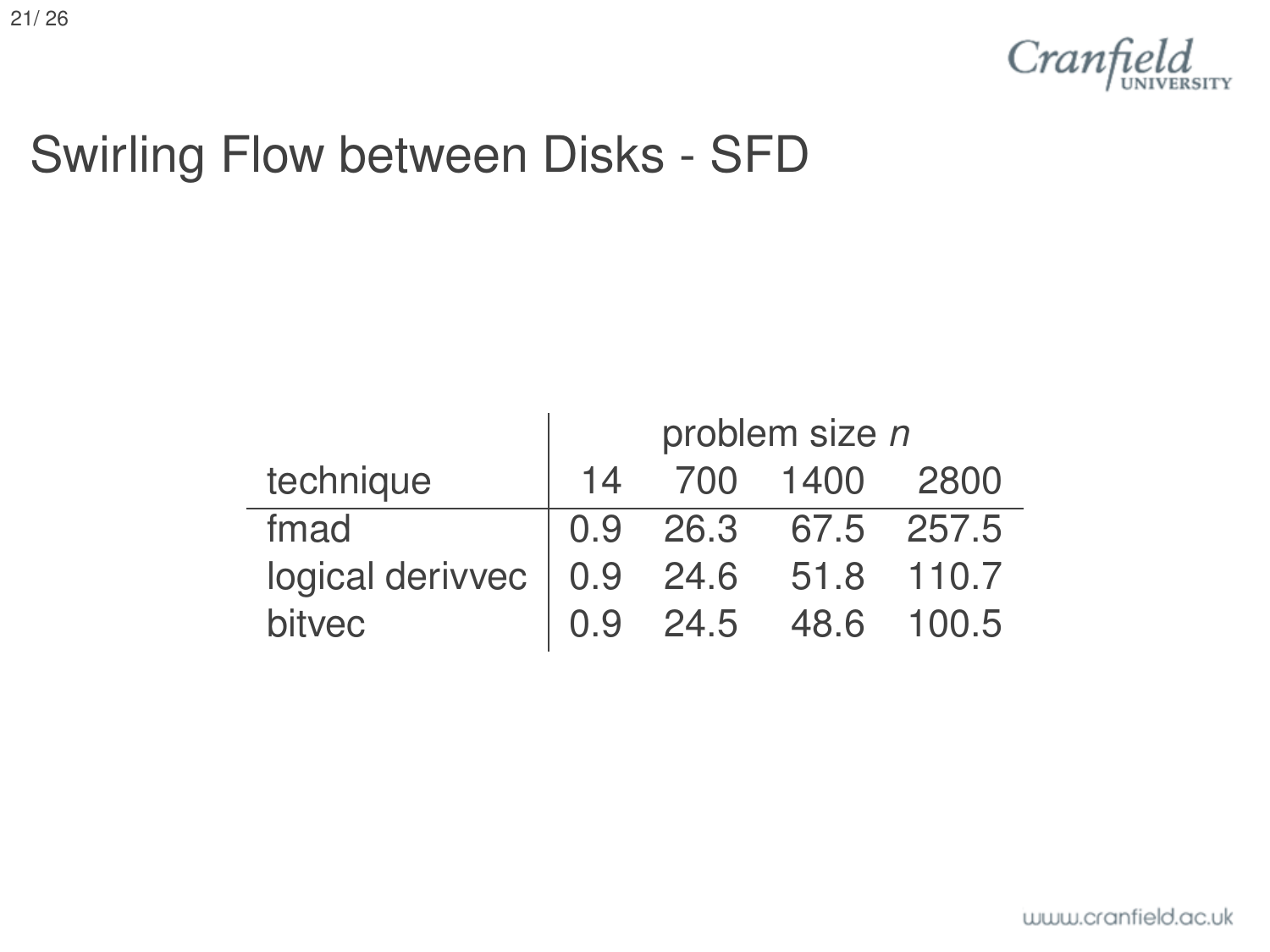# Swirling Flow between Disks - SFD

| | problem size $n$ | | | |
|---|---|---|---|---|
| technique | 14 | 700 | 1400 | 2800 |
| fmad | 0.9 | 26.3 | 67.5 | 257.5 |
| logical derivvec | 0.9 | 24.6 | 51.8 | 110.7 |
| bitvec | 0.9 | 24.5 | 48.6 | 100.5 |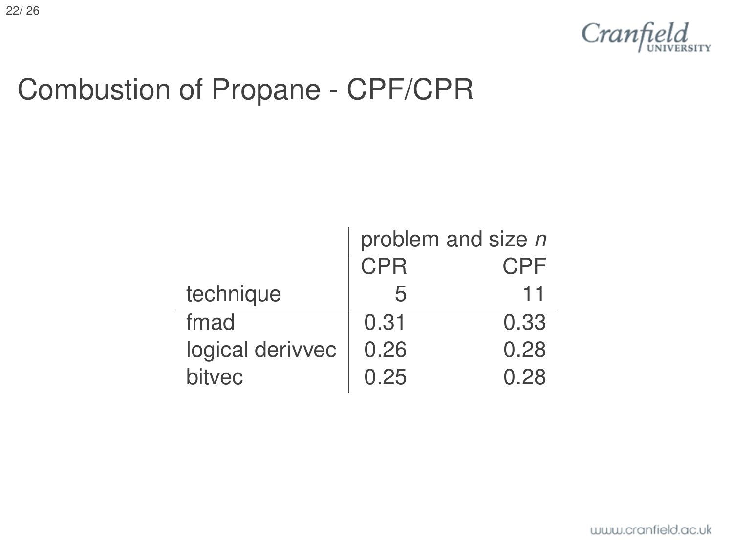# Combustion of Propane - CPF/CPR

| | problem and size $n$ | |
|---|---|---|
| | CPR | CPF |
| technique | 5 | 11 |
| fmad | 0.31 | 0.33 |
| logical derivvec | 0.26 | 0.28 |
| bitvec | 0.25 | 0.28 |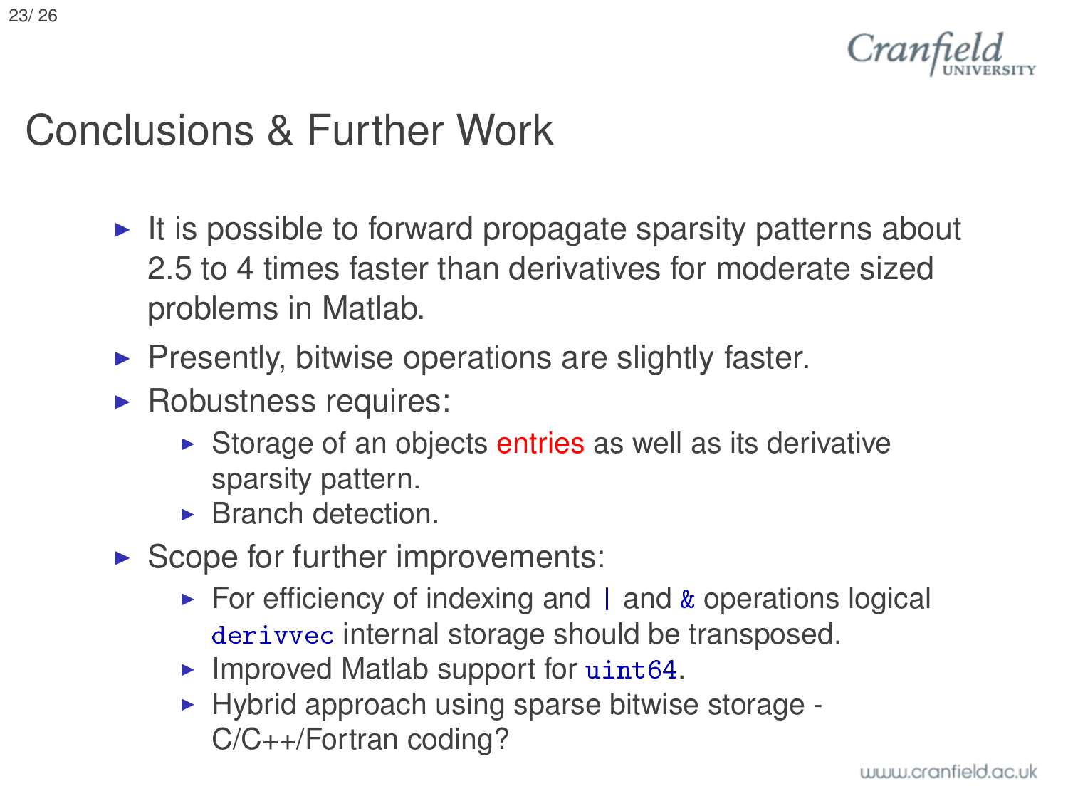# Conclusions & Further Work

- It is possible to forward propagate sparsity patterns about 2.5 to 4 times faster than derivatives for moderate sized problems in Matlab.
- Presently, bitwise operations are slightly faster.
- Robustness requires:
  - Storage of an objects entries as well as its derivative sparsity pattern.
  - Branch detection.
- Scope for further improvements:
  - For efficiency of indexing and `|` and `&` operations logical `derivvec` internal storage should be transposed.
  - Improved Matlab support for `uint64`.
  - Hybrid approach using sparse bitwise storage - C/C++/Fortran coding?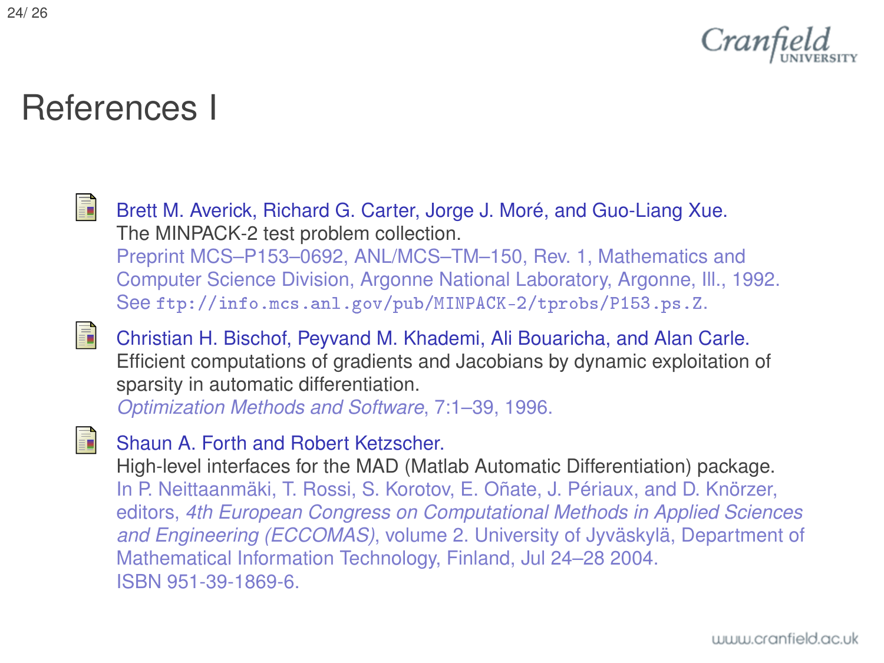# References I

- Brett M. Averick, Richard G. Carter, Jorge J. Moré, and Guo-Liang Xue.
  The MINPACK-2 test problem collection.
  Preprint MCS–P153–0692, ANL/MCS–TM–150, Rev. 1, Mathematics and Computer Science Division, Argonne National Laboratory, Argonne, Ill., 1992.
  See `ftp://info.mcs.anl.gov/pub/MINPACK-2/tprobs/P153.ps.Z`.

- Christian H. Bischof, Peyvand M. Khademi, Ali Bouaricha, and Alan Carle.
  Efficient computations of gradients and Jacobians by dynamic exploitation of sparsity in automatic differentiation.
  *Optimization Methods and Software*, 7:1–39, 1996.

- Shaun A. Forth and Robert Ketzscher.
  High-level interfaces for the MAD (Matlab Automatic Differentiation) package.
  In P. Neittaanmäki, T. Rossi, S. Korotov, E. Oñate, J. Périaux, and D. Knörzer, editors, *4th European Congress on Computational Methods in Applied Sciences and Engineering (ECCOMAS)*, volume 2. University of Jyväskylä, Department of Mathematical Information Technology, Finland, Jul 24–28 2004.
  ISBN 951-39-1869-6.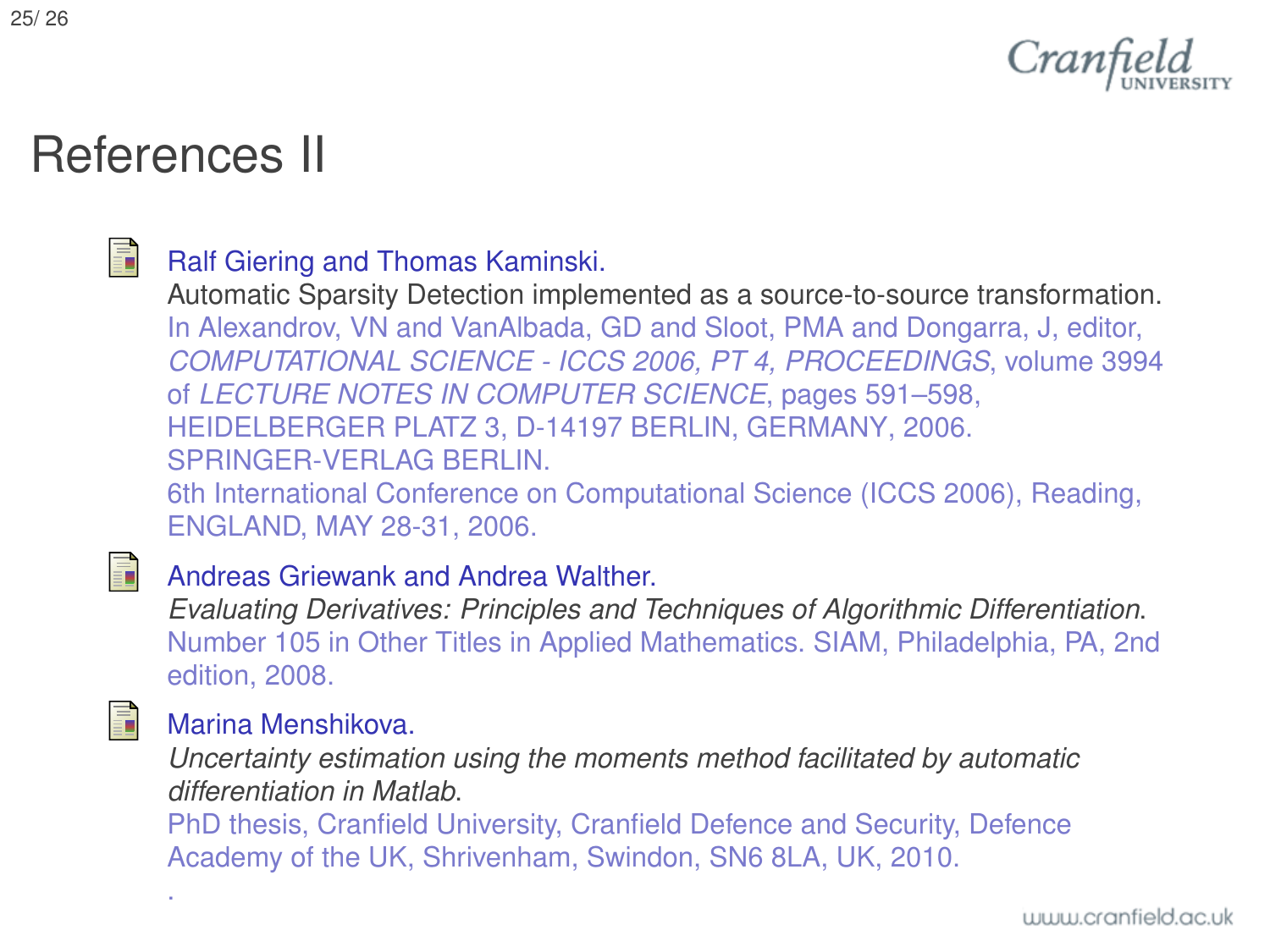# References II

- Ralf Giering and Thomas Kaminski.
  Automatic Sparsity Detection implemented as a source-to-source transformation.
  In Alexandrov, VN and VanAlbada, GD and Sloot, PMA and Dongarra, J, editor, *COMPUTATIONAL SCIENCE - ICCS 2006, PT 4, PROCEEDINGS*, volume 3994 of *LECTURE NOTES IN COMPUTER SCIENCE*, pages 591–598, HEIDELBERGER PLATZ 3, D-14197 BERLIN, GERMANY, 2006. SPRINGER-VERLAG BERLIN.
  6th International Conference on Computational Science (ICCS 2006), Reading, ENGLAND, MAY 28-31, 2006.

- Andreas Griewank and Andrea Walther.
  *Evaluating Derivatives: Principles and Techniques of Algorithmic Differentiation*.
  Number 105 in Other Titles in Applied Mathematics. SIAM, Philadelphia, PA, 2nd edition, 2008.

- Marina Menshikova.
  *Uncertainty estimation using the moments method facilitated by automatic differentiation in Matlab*.
  PhD thesis, Cranfield University, Cranfield Defence and Security, Defence Academy of the UK, Shrivenham, Swindon, SN6 8LA, UK, 2010.
  .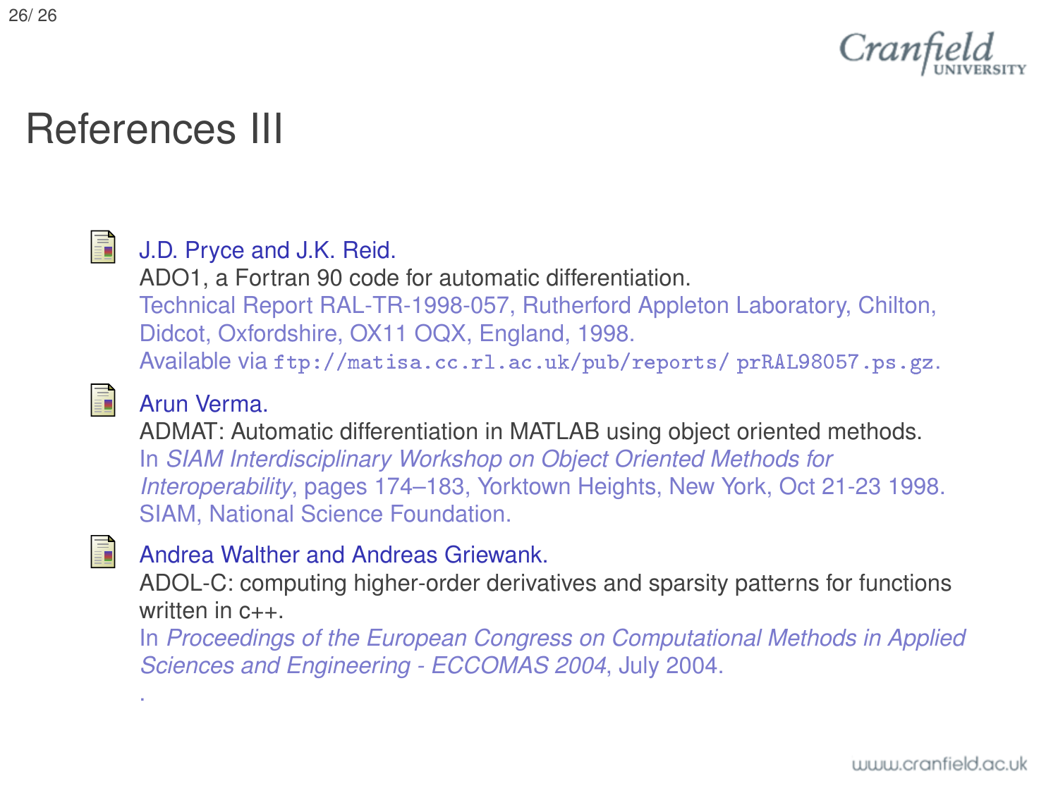# References III

J.D. Pryce and J.K. Reid.
ADO1, a Fortran 90 code for automatic differentiation.
Technical Report RAL-TR-1998-057, Rutherford Appleton Laboratory, Chilton, Didcot, Oxfordshire, OX11 OQX, England, 1998.
Available via `ftp://matisa.cc.rl.ac.uk/pub/reports/ prRAL98057.ps.gz`.

Arun Verma.
ADMAT: Automatic differentiation in MATLAB using object oriented methods.
In *SIAM Interdisciplinary Workshop on Object Oriented Methods for Interoperability*, pages 174–183, Yorktown Heights, New York, Oct 21-23 1998. SIAM, National Science Foundation.

Andrea Walther and Andreas Griewank.
ADOL-C: computing higher-order derivatives and sparsity patterns for functions written in c++.
In *Proceedings of the European Congress on Computational Methods in Applied Sciences and Engineering - ECCOMAS 2004*, July 2004.
.